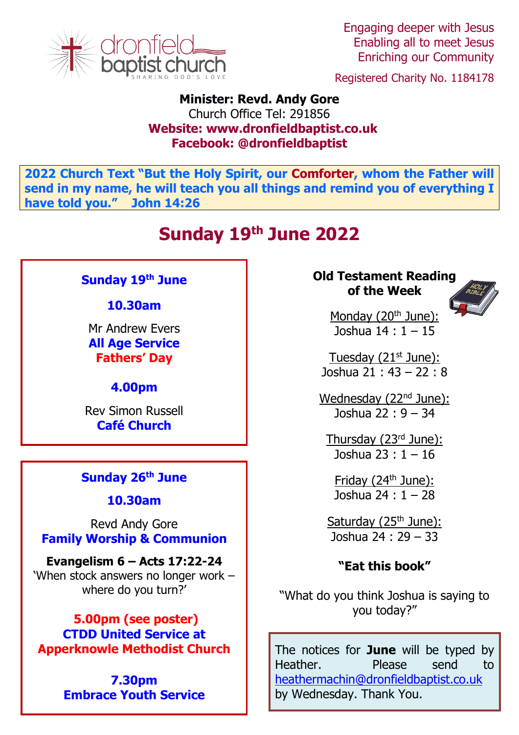dronfield baptist church
SHARING GOD'S LOVE

Engaging deeper with Jesus
Enabling all to meet Jesus
Enriching our Community

Registered Charity No. 1184178

**Minister: Revd. Andy Gore**
Church Office Tel: 291856
**Website: www.dronfieldbaptist.co.uk**
**Facebook: @dronfieldbaptist**

**2022 Church Text "But the Holy Spirit, our Comforter, whom the Father will send in my name, he will teach you all things and remind you of everything I have told you." John 14:26**

# Sunday 19th June 2022

**Sunday 19th June**

**10.30am**

Mr Andrew Evers
**All Age Service**
**Fathers' Day**

**4.00pm**

Rev Simon Russell
**Café Church**

**Sunday 26th June**

**10.30am**

Revd Andy Gore
**Family Worship & Communion**

**Evangelism 6 – Acts 17:22-24**
'When stock answers no longer work – where do you turn?'

**5.00pm (see poster)**
**CTDD United Service at Apperknowle Methodist Church**

**7.30pm**
**Embrace Youth Service**

**Old Testament Reading of the Week**

Monday (20th June):
Joshua 14 : 1 – 15

Tuesday (21st June):
Joshua 21 : 43 – 22 : 8

Wednesday (22nd June):
Joshua 22 : 9 – 34

Thursday (23rd June):
Joshua 23 : 1 – 16

Friday (24th June):
Joshua 24 : 1 – 28

Saturday (25th June):
Joshua 24 : 29 – 33

**"Eat this book"**

"What do you think Joshua is saying to you today?"

The notices for **June** will be typed by Heather. Please send to heathermachin@dronfieldbaptist.co.uk by Wednesday. Thank You.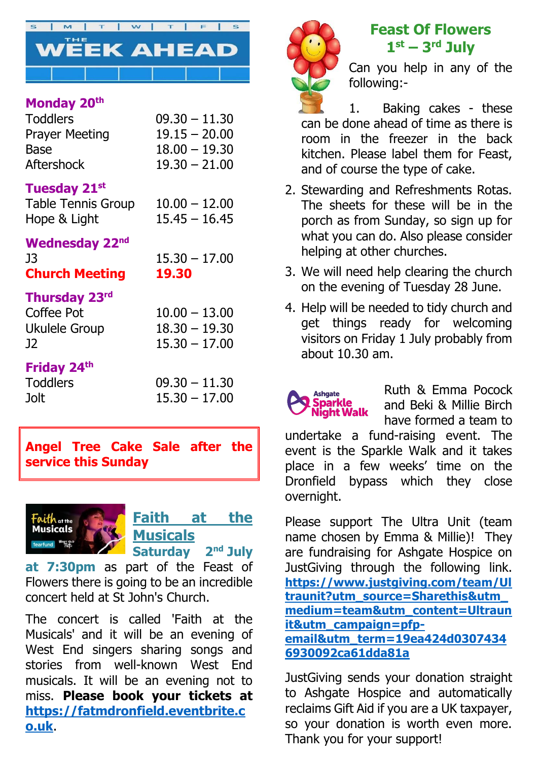# THE WEEK AHEAD

**Monday 20th**

| | |
|---|---|
| Toddlers | 09.30 – 11.30 |
| Prayer Meeting | 19.15 – 20.00 |
| Base | 18.00 – 19.30 |
| Aftershock | 19.30 – 21.00 |

**Tuesday 21st**

| | |
|---|---|
| Table Tennis Group | 10.00 – 12.00 |
| Hope & Light | 15.45 – 16.45 |

**Wednesday 22nd**

| | |
|---|---|
| J3 | 15.30 – 17.00 |
| **Church Meeting** | **19.30** |

**Thursday 23rd**

| | |
|---|---|
| Coffee Pot | 10.00 – 13.00 |
| Ukulele Group | 18.30 – 19.30 |
| J2 | 15.30 – 17.00 |

**Friday 24th**

| | |
|---|---|
| Toddlers | 09.30 – 11.30 |
| Jolt | 15.30 – 17.00 |

**Angel Tree Cake Sale after the service this Sunday**

## Faith at the Musicals

**Saturday 2nd July at 7:30pm** as part of the Feast of Flowers there is going to be an incredible concert held at St John's Church.

The concert is called 'Faith at the Musicals' and it will be an evening of West End singers sharing songs and stories from well-known West End musicals. It will be an evening not to miss. **Please book your tickets at https://fatmdronfield.eventbrite.co.uk**.

## Feast Of Flowers 1st – 3rd July

Can you help in any of the following:-

1. Baking cakes - these can be done ahead of time as there is room in the freezer in the back kitchen. Please label them for Feast, and of course the type of cake.
2. Stewarding and Refreshments Rotas. The sheets for these will be in the porch as from Sunday, so sign up for what you can do. Also please consider helping at other churches.
3. We will need help clearing the church on the evening of Tuesday 28 June.
4. Help will be needed to tidy church and get things ready for welcoming visitors on Friday 1 July probably from about 10.30 am.

Ashgate Sparkle Night Walk

Ruth & Emma Pocock and Beki & Millie Birch have formed a team to undertake a fund-raising event. The event is the Sparkle Walk and it takes place in a few weeks' time on the Dronfield bypass which they close overnight.

Please support The Ultra Unit (team name chosen by Emma & Millie)! They are fundraising for Ashgate Hospice on JustGiving through the following link. **https://www.justgiving.com/team/Ultraunit?utm_source=Sharethis&utm_medium=team&utm_content=Ultraunit&utm_campaign=pfp-email&utm_term=19ea424d03074346930092ca61dda81a**

JustGiving sends your donation straight to Ashgate Hospice and automatically reclaims Gift Aid if you are a UK taxpayer, so your donation is worth even more. Thank you for your support!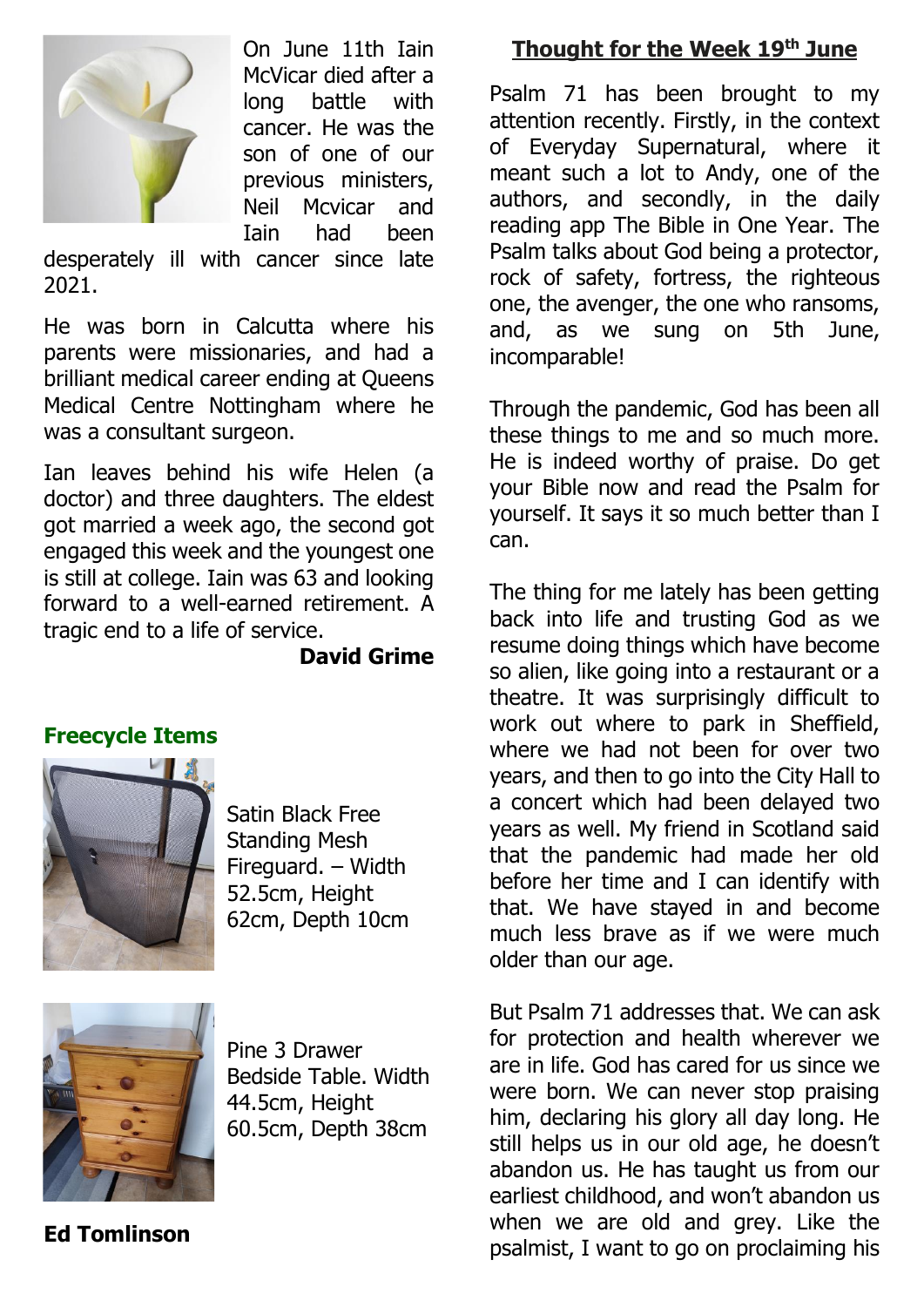On June 11th Iain McVicar died after a long battle with cancer. He was the son of one of our previous ministers, Neil Mcvicar and Iain had been desperately ill with cancer since late 2021.

He was born in Calcutta where his parents were missionaries, and had a brilliant medical career ending at Queens Medical Centre Nottingham where he was a consultant surgeon.

Ian leaves behind his wife Helen (a doctor) and three daughters. The eldest got married a week ago, the second got engaged this week and the youngest one is still at college. Iain was 63 and looking forward to a well-earned retirement. A tragic end to a life of service.

**David Grime**

## Freecycle Items

Satin Black Free Standing Mesh Fireguard. – Width 52.5cm, Height 62cm, Depth 10cm

Pine 3 Drawer Bedside Table. Width 44.5cm, Height 60.5cm, Depth 38cm

**Ed Tomlinson**

## Thought for the Week 19th June

Psalm 71 has been brought to my attention recently. Firstly, in the context of Everyday Supernatural, where it meant such a lot to Andy, one of the authors, and secondly, in the daily reading app The Bible in One Year. The Psalm talks about God being a protector, rock of safety, fortress, the righteous one, the avenger, the one who ransoms, and, as we sung on 5th June, incomparable!

Through the pandemic, God has been all these things to me and so much more. He is indeed worthy of praise. Do get your Bible now and read the Psalm for yourself. It says it so much better than I can.

The thing for me lately has been getting back into life and trusting God as we resume doing things which have become so alien, like going into a restaurant or a theatre. It was surprisingly difficult to work out where to park in Sheffield, where we had not been for over two years, and then to go into the City Hall to a concert which had been delayed two years as well. My friend in Scotland said that the pandemic had made her old before her time and I can identify with that. We have stayed in and become much less brave as if we were much older than our age.

But Psalm 71 addresses that. We can ask for protection and health wherever we are in life. God has cared for us since we were born. We can never stop praising him, declaring his glory all day long. He still helps us in our old age, he doesn't abandon us. He has taught us from our earliest childhood, and won't abandon us when we are old and grey. Like the psalmist, I want to go on proclaiming his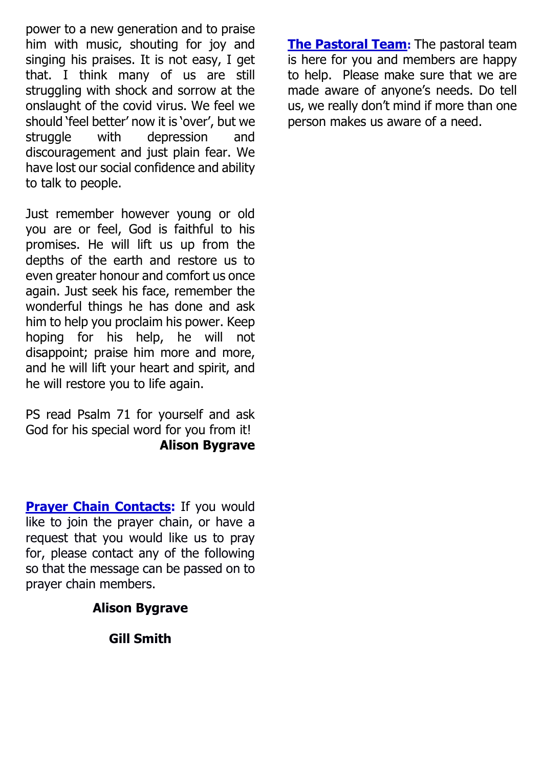power to a new generation and to praise him with music, shouting for joy and singing his praises. It is not easy, I get that. I think many of us are still struggling with shock and sorrow at the onslaught of the covid virus. We feel we should 'feel better' now it is 'over', but we struggle with depression and discouragement and just plain fear. We have lost our social confidence and ability to talk to people.

Just remember however young or old you are or feel, God is faithful to his promises. He will lift us up from the depths of the earth and restore us to even greater honour and comfort us once again. Just seek his face, remember the wonderful things he has done and ask him to help you proclaim his power. Keep hoping for his help, he will not disappoint; praise him more and more, and he will lift your heart and spirit, and he will restore you to life again.

PS read Psalm 71 for yourself and ask God for his special word for you from it!

**Alison Bygrave**

**Prayer Chain Contacts:** If you would like to join the prayer chain, or have a request that you would like us to pray for, please contact any of the following so that the message can be passed on to prayer chain members.

**Alison Bygrave**

**Gill Smith**

**The Pastoral Team:** The pastoral team is here for you and members are happy to help. Please make sure that we are made aware of anyone's needs. Do tell us, we really don't mind if more than one person makes us aware of a need.